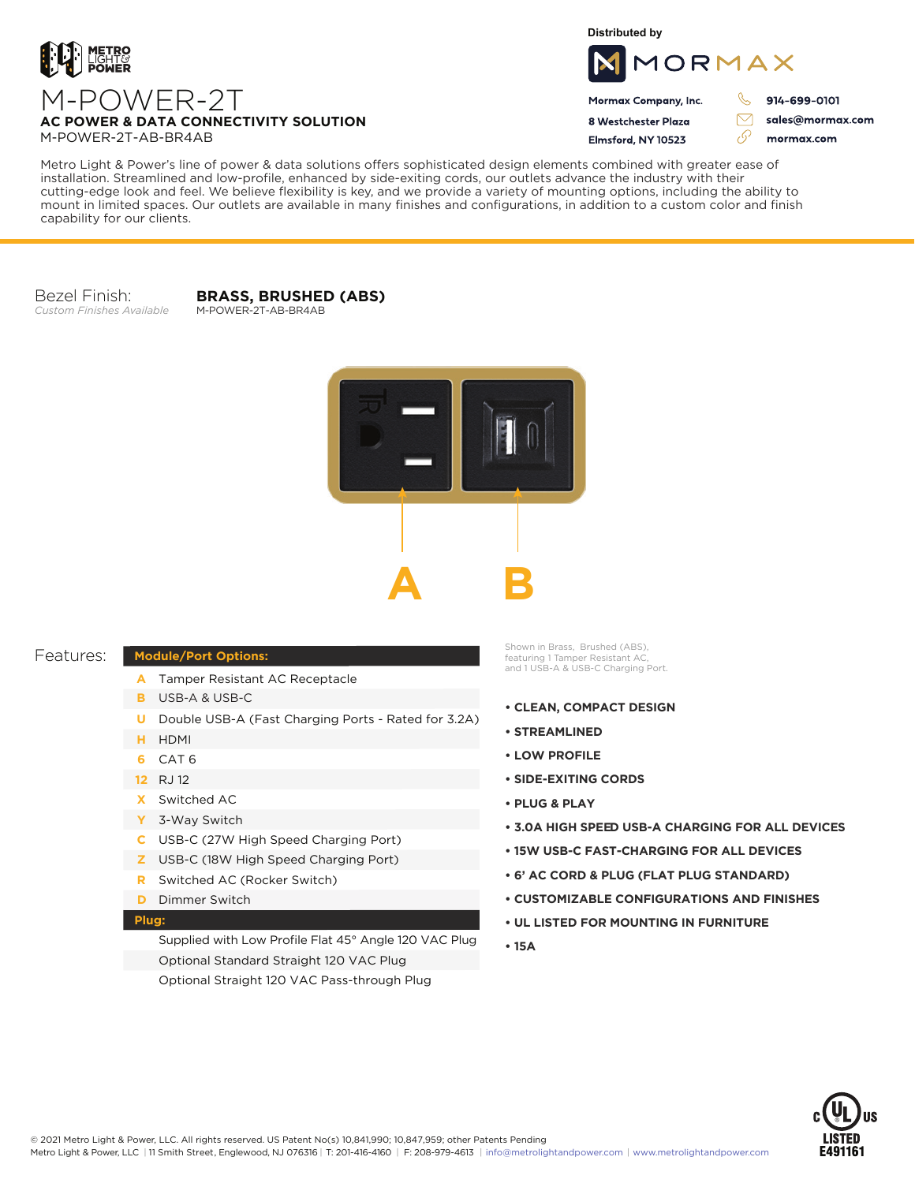METRO LIGHT & POWER

# M-POWER-2T

**AC POWER & DATA CONNECTIVITY SOLUTION**

M-POWER-2T-AB-BR4AB

Distributed by

MORMAX

**Mormax Company, Inc.**
**8 Westchester Plaza**
**Elmsford, NY 10523**

**914-699-0101**
**sales@mormax.com**
**mormax.com**

Metro Light & Power's line of power & data solutions offers sophisticated design elements combined with greater ease of installation. Streamlined and low-profile, enhanced by side-exiting cords, our outlets advance the industry with their cutting-edge look and feel. We believe flexibility is key, and we provide a variety of mounting options, including the ability to mount in limited spaces. Our outlets are available in many finishes and configurations, in addition to a custom color and finish capability for our clients.

Bezel Finish: **BRASS, BRUSHED (ABS)**
*Custom Finishes Available*
M-POWER-2T-AB-BR4AB

A B

Shown in Brass, Brushed (ABS), featuring 1 Tamper Resistant AC, and 1 USB-A & USB-C Charging Port.

## Features:

| **Module/Port Options:** | |
|---|---|
| A | Tamper Resistant AC Receptacle |
| B | USB-A & USB-C |
| U | Double USB-A (Fast Charging Ports - Rated for 3.2A) |
| H | HDMI |
| 6 | CAT 6 |
| 12 | RJ 12 |
| X | Switched AC |
| Y | 3-Way Switch |
| C | USB-C (27W High Speed Charging Port) |
| Z | USB-C (18W High Speed Charging Port) |
| R | Switched AC (Rocker Switch) |
| D | Dimmer Switch |
| **Plug:** | |
| | Supplied with Low Profile Flat 45° Angle 120 VAC Plug |
| | Optional Standard Straight 120 VAC Plug |
| | Optional Straight 120 VAC Pass-through Plug |

- **CLEAN, COMPACT DESIGN**
- **STREAMLINED**
- **LOW PROFILE**
- **SIDE-EXITING CORDS**
- **PLUG & PLAY**
- **3.0A HIGH SPEED USB-A CHARGING FOR ALL DEVICES**
- **15W USB-C FAST-CHARGING FOR ALL DEVICES**
- **6' AC CORD & PLUG (FLAT PLUG STANDARD)**
- **CUSTOMIZABLE CONFIGURATIONS AND FINISHES**
- **UL LISTED FOR MOUNTING IN FURNITURE**
- **15A**

c UL us LISTED E491161

© 2021 Metro Light & Power, LLC. All rights reserved. US Patent No(s) 10,841,990; 10,847,959; other Patents Pending
Metro Light & Power, LLC | 11 Smith Street, Englewood, NJ 076316 | T: 201-416-4160 | F: 208-979-4613 | info@metrolightandpower.com | www.metrolightandpower.com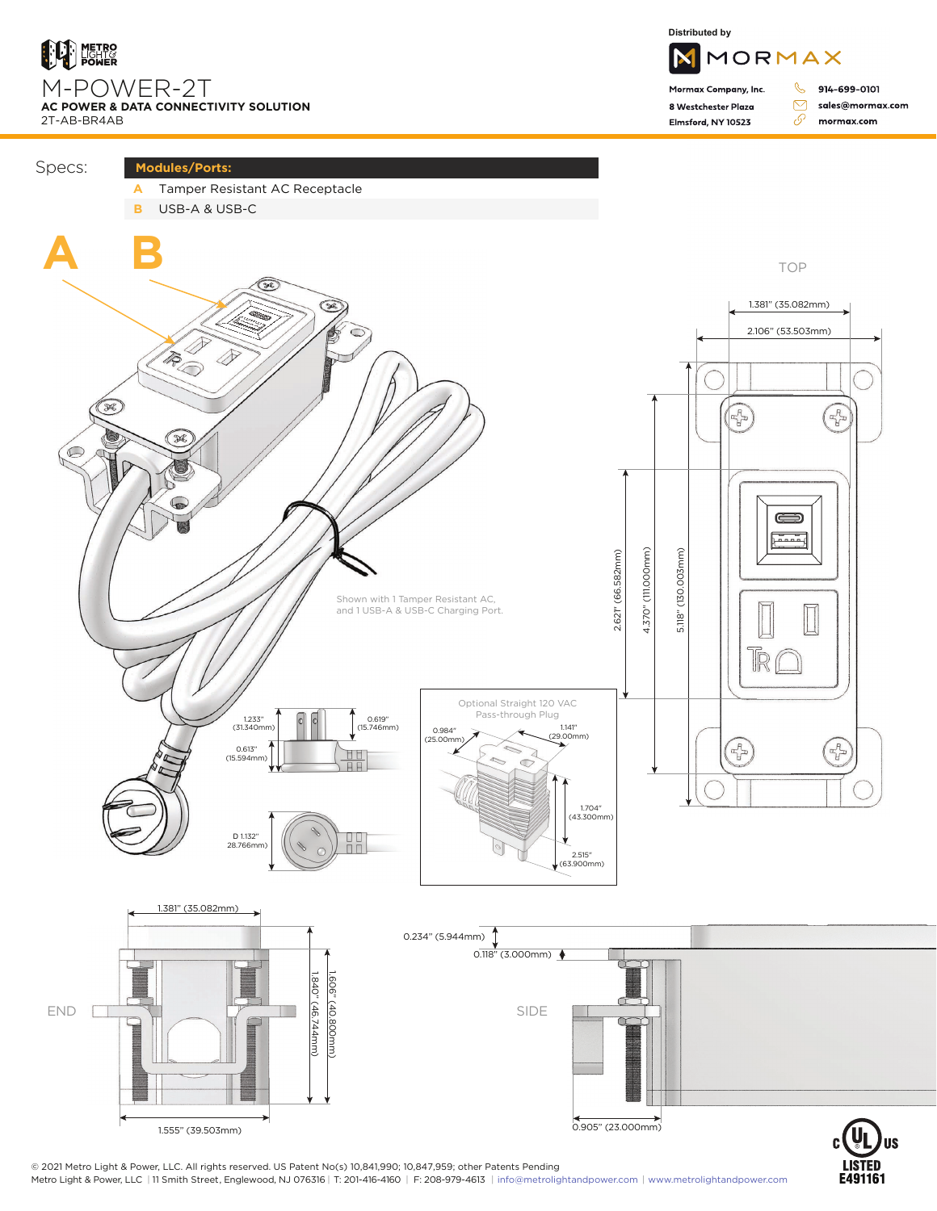METRO LIGHT & POWER

# M-POWER-2T

**AC POWER & DATA CONNECTIVITY SOLUTION**

2T-AB-BR4AB

Distributed by

MORMAX

Mormax Company, Inc.
8 Westchester Plaza
Elmsford, NY 10523

914-699-0101
sales@mormax.com
mormax.com

## Specs:

| Modules/Ports: | |
|---|---|
| A | Tamper Resistant AC Receptacle |
| B | USB-A & USB-C |

A B

Shown with 1 Tamper Resistant AC, and 1 USB-A & USB-C Charging Port.

TOP

1.381" (35.082mm)
2.106" (53.503mm)
2.621" (66.582mm)
4.370" (111.000mm)
5.118" (130.003mm)

1.233" (31.340mm)
0.619" (15.746mm)
0.613" (15.594mm)
D 1.132" 28.766mm)

Optional Straight 120 VAC Pass-through Plug

0.984" (25.00mm)
1.141" (29.00mm)
1.704" (43.300mm)
2.515" (63.900mm)

END

1.381" (35.082mm)
1.840" (46.744mm)
1.606" (40.800mm)
1.555" (39.503mm)

SIDE

0.234" (5.944mm)
0.118" (3.000mm)
0.905" (23.000mm)

c UL US LISTED E491161

© 2021 Metro Light & Power, LLC. All rights reserved. US Patent No(s) 10,841,990; 10,847,959; other Patents Pending
Metro Light & Power, LLC | 11 Smith Street, Englewood, NJ 076316 | T: 201-416-4160 | F: 208-979-4613 | info@metrolightandpower.com | www.metrolightandpower.com